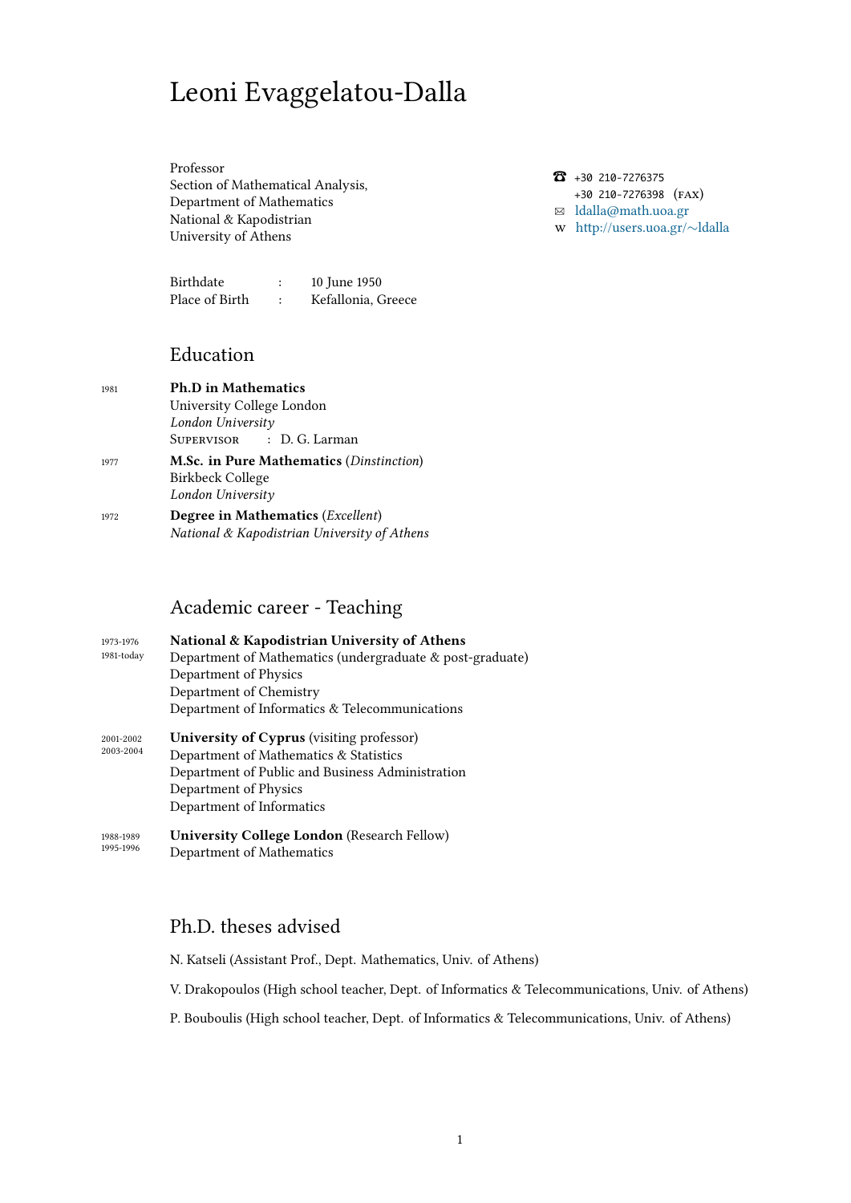# Leoni Evaggelatou-Dalla

Professor
Section of Mathematical Analysis,
Department of Mathematics
National & Kapodistrian
University of Athens

☎ +30 210-7276375
+30 210-7276398 (FAX)
✉ ldalla@math.uoa.gr
W http://users.uoa.gr/∼ldalla

| | | |
|---|---|---|
| Birthdate | : | 10 June 1950 |
| Place of Birth | : | Kefallonia, Greece |

## Education

1981 — **Ph.D in Mathematics**
University College London
*London University*
SUPERVISOR : D. G. Larman

1977 — **M.Sc. in Pure Mathematics** (*Dinstinction*)
Birkbeck College
*London University*

1972 — **Degree in Mathematics** (*Excellent*)
*National & Kapodistrian University of Athens*

## Academic career - Teaching

1973-1976, 1981-today — **National & Kapodistrian University of Athens**
Department of Mathematics (undergraduate & post-graduate)
Department of Physics
Department of Chemistry
Department of Informatics & Telecommunications

2001-2002, 2003-2004 — **University of Cyprus** (visiting professor)
Department of Mathematics & Statistics
Department of Public and Business Administration
Department of Physics
Department of Informatics

1988-1989, 1995-1996 — **University College London** (Research Fellow)
Department of Mathematics

## Ph.D. theses advised

N. Katseli (Assistant Prof., Dept. Mathematics, Univ. of Athens)

V. Drakopoulos (High school teacher, Dept. of Informatics & Telecommunications, Univ. of Athens)

P. Bouboulis (High school teacher, Dept. of Informatics & Telecommunications, Univ. of Athens)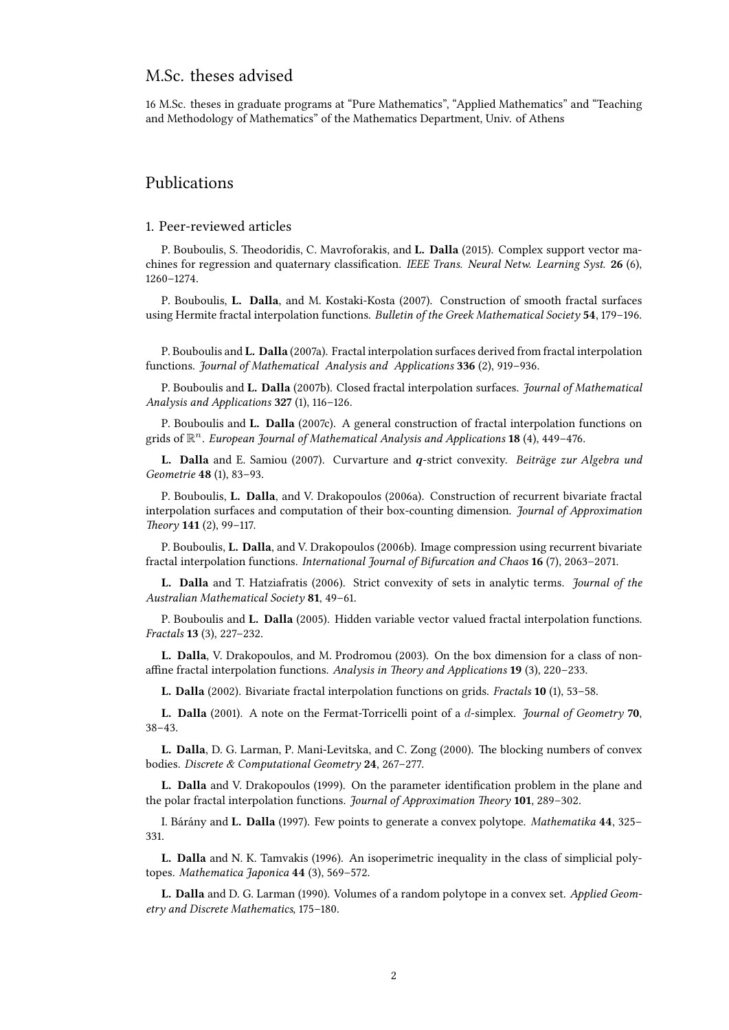## M.Sc. theses advised

16 M.Sc. theses in graduate programs at “Pure Mathematics”, “Applied Mathematics” and “Teaching and Methodology of Mathematics” of the Mathematics Department, Univ. of Athens

## Publications

### 1. Peer-reviewed articles

P. Bouboulis, S. Theodoridis, C. Mavroforakis, and **L. Dalla** (2015). Complex support vector machines for regression and quaternary classification. *IEEE Trans. Neural Netw. Learning Syst.* **26** (6), 1260–1274.

P. Bouboulis, **L. Dalla**, and M. Kostaki-Kosta (2007). Construction of smooth fractal surfaces using Hermite fractal interpolation functions. *Bulletin of the Greek Mathematical Society* **54**, 179–196.

P. Bouboulis and **L. Dalla** (2007a). Fractal interpolation surfaces derived from fractal interpolation functions. *Journal of Mathematical Analysis and Applications* **336** (2), 919–936.

P. Bouboulis and **L. Dalla** (2007b). Closed fractal interpolation surfaces. *Journal of Mathematical Analysis and Applications* **327** (1), 116–126.

P. Bouboulis and **L. Dalla** (2007c). A general construction of fractal interpolation functions on grids of $\mathbb{R}^n$. *European Journal of Mathematical Analysis and Applications* **18** (4), 449–476.

**L. Dalla** and E. Samiou (2007). Curvarture and $q$-strict convexity. *Beiträge zur Algebra und Geometrie* **48** (1), 83–93.

P. Bouboulis, **L. Dalla**, and V. Drakopoulos (2006a). Construction of recurrent bivariate fractal interpolation surfaces and computation of their box-counting dimension. *Journal of Approximation Theory* **141** (2), 99–117.

P. Bouboulis, **L. Dalla**, and V. Drakopoulos (2006b). Image compression using recurrent bivariate fractal interpolation functions. *International Journal of Bifurcation and Chaos* **16** (7), 2063–2071.

**L. Dalla** and T. Hatziafratis (2006). Strict convexity of sets in analytic terms. *Journal of the Australian Mathematical Society* **81**, 49–61.

P. Bouboulis and **L. Dalla** (2005). Hidden variable vector valued fractal interpolation functions. *Fractals* **13** (3), 227–232.

**L. Dalla**, V. Drakopoulos, and M. Prodromou (2003). On the box dimension for a class of non-affine fractal interpolation functions. *Analysis in Theory and Applications* **19** (3), 220–233.

**L. Dalla** (2002). Bivariate fractal interpolation functions on grids. *Fractals* **10** (1), 53–58.

**L. Dalla** (2001). A note on the Fermat-Torricelli point of a $d$-simplex. *Journal of Geometry* **70**, 38–43.

**L. Dalla**, D. G. Larman, P. Mani-Levitska, and C. Zong (2000). The blocking numbers of convex bodies. *Discrete & Computational Geometry* **24**, 267–277.

**L. Dalla** and V. Drakopoulos (1999). On the parameter identification problem in the plane and the polar fractal interpolation functions. *Journal of Approximation Theory* **101**, 289–302.

I. Bárány and **L. Dalla** (1997). Few points to generate a convex polytope. *Mathematika* **44**, 325–331.

**L. Dalla** and N. K. Tamvakis (1996). An isoperimetric inequality in the class of simplicial polytopes. *Mathematica Japonica* **44** (3), 569–572.

**L. Dalla** and D. G. Larman (1990). Volumes of a random polytope in a convex set. *Applied Geometry and Discrete Mathematics*, 175–180.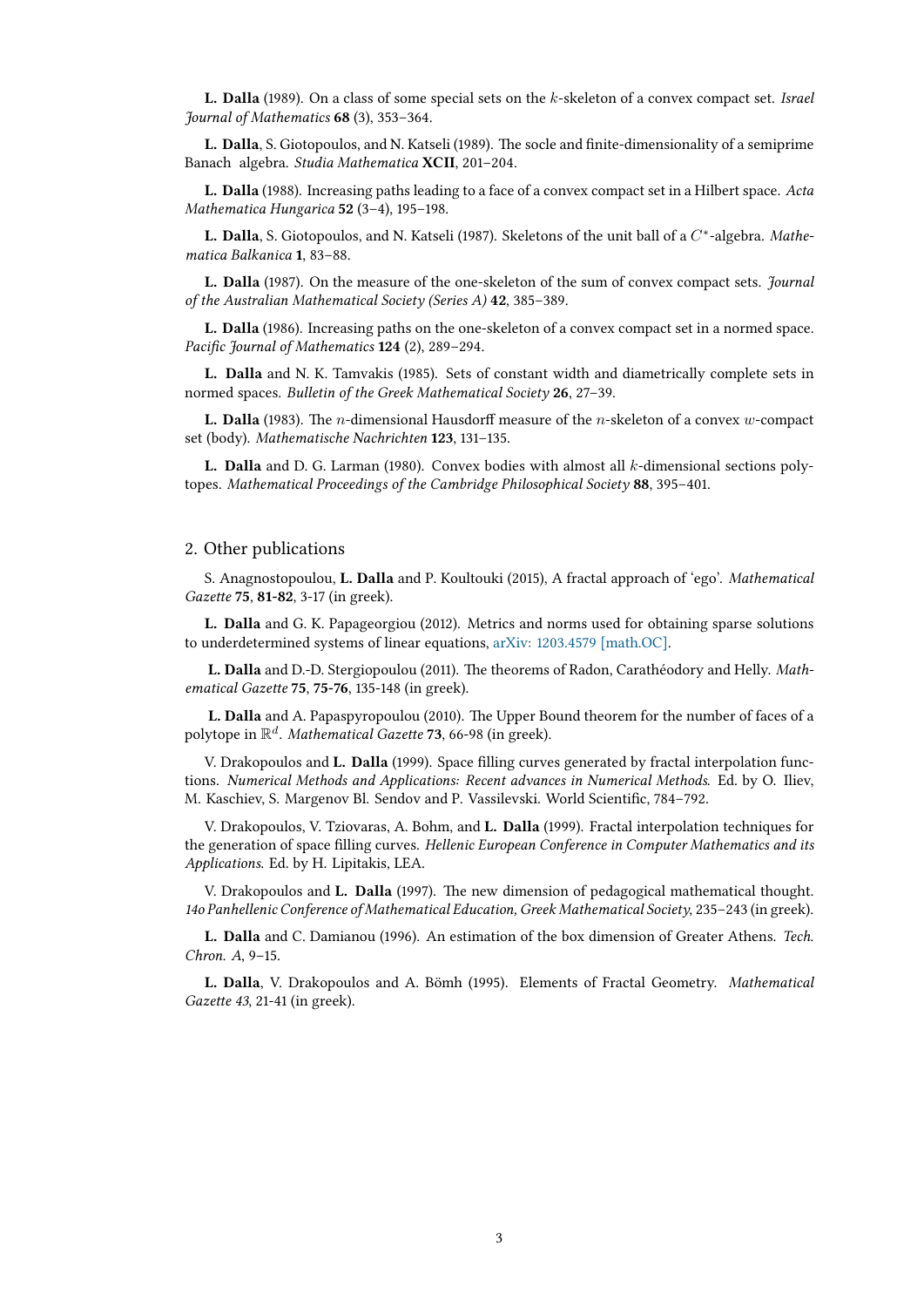**L. Dalla** (1989). On a class of some special sets on the $k$-skeleton of a convex compact set. *Israel Journal of Mathematics* **68** (3), 353–364.

**L. Dalla**, S. Giotopoulos, and N. Katseli (1989). The socle and finite-dimensionality of a semiprime Banach algebra. *Studia Mathematica* **XCII**, 201–204.

**L. Dalla** (1988). Increasing paths leading to a face of a convex compact set in a Hilbert space. *Acta Mathematica Hungarica* **52** (3–4), 195–198.

**L. Dalla**, S. Giotopoulos, and N. Katseli (1987). Skeletons of the unit ball of a $C^*$-algebra. *Mathematica Balkanica* **1**, 83–88.

**L. Dalla** (1987). On the measure of the one-skeleton of the sum of convex compact sets. *Journal of the Australian Mathematical Society (Series A)* **42**, 385–389.

**L. Dalla** (1986). Increasing paths on the one-skeleton of a convex compact set in a normed space. *Pacific Journal of Mathematics* **124** (2), 289–294.

**L. Dalla** and N. K. Tamvakis (1985). Sets of constant width and diametrically complete sets in normed spaces. *Bulletin of the Greek Mathematical Society* **26**, 27–39.

**L. Dalla** (1983). The $n$-dimensional Hausdorff measure of the $n$-skeleton of a convex $w$-compact set (body). *Mathematische Nachrichten* **123**, 131–135.

**L. Dalla** and D. G. Larman (1980). Convex bodies with almost all $k$-dimensional sections polytopes. *Mathematical Proceedings of the Cambridge Philosophical Society* **88**, 395–401.

## 2. Other publications

S. Anagnostopoulou, **L. Dalla** and P. Koultouki (2015), A fractal approach of 'ego'. *Mathematical Gazette* **75**, **81-82**, 3-17 (in greek).

**L. Dalla** and G. K. Papageorgiou (2012). Metrics and norms used for obtaining sparse solutions to underdetermined systems of linear equations, arXiv: 1203.4579 [math.OC].

**L. Dalla** and D.-D. Stergiopoulou (2011). The theorems of Radon, Carathéodory and Helly. *Mathematical Gazette* **75**, **75-76**, 135-148 (in greek).

**L. Dalla** and A. Papaspyropoulou (2010). The Upper Bound theorem for the number of faces of a polytope in $\mathbb{R}^d$. *Mathematical Gazette* **73**, 66-98 (in greek).

V. Drakopoulos and **L. Dalla** (1999). Space filling curves generated by fractal interpolation functions. *Numerical Methods and Applications: Recent advances in Numerical Methods*. Ed. by O. Iliev, M. Kaschiev, S. Margenov Bl. Sendov and P. Vassilevski. World Scientific, 784–792.

V. Drakopoulos, V. Tziovaras, A. Bohm, and **L. Dalla** (1999). Fractal interpolation techniques for the generation of space filling curves. *Hellenic European Conference in Computer Mathematics and its Applications*. Ed. by H. Lipitakis, LEA.

V. Drakopoulos and **L. Dalla** (1997). The new dimension of pedagogical mathematical thought. *14o Panhellenic Conference of Mathematical Education, Greek Mathematical Society*, 235–243 (in greek).

**L. Dalla** and C. Damianou (1996). An estimation of the box dimension of Greater Athens. *Tech. Chron. A*, 9–15.

**L. Dalla**, V. Drakopoulos and A. Bömh (1995). Elements of Fractal Geometry. *Mathematical Gazette 43*, 21-41 (in greek).